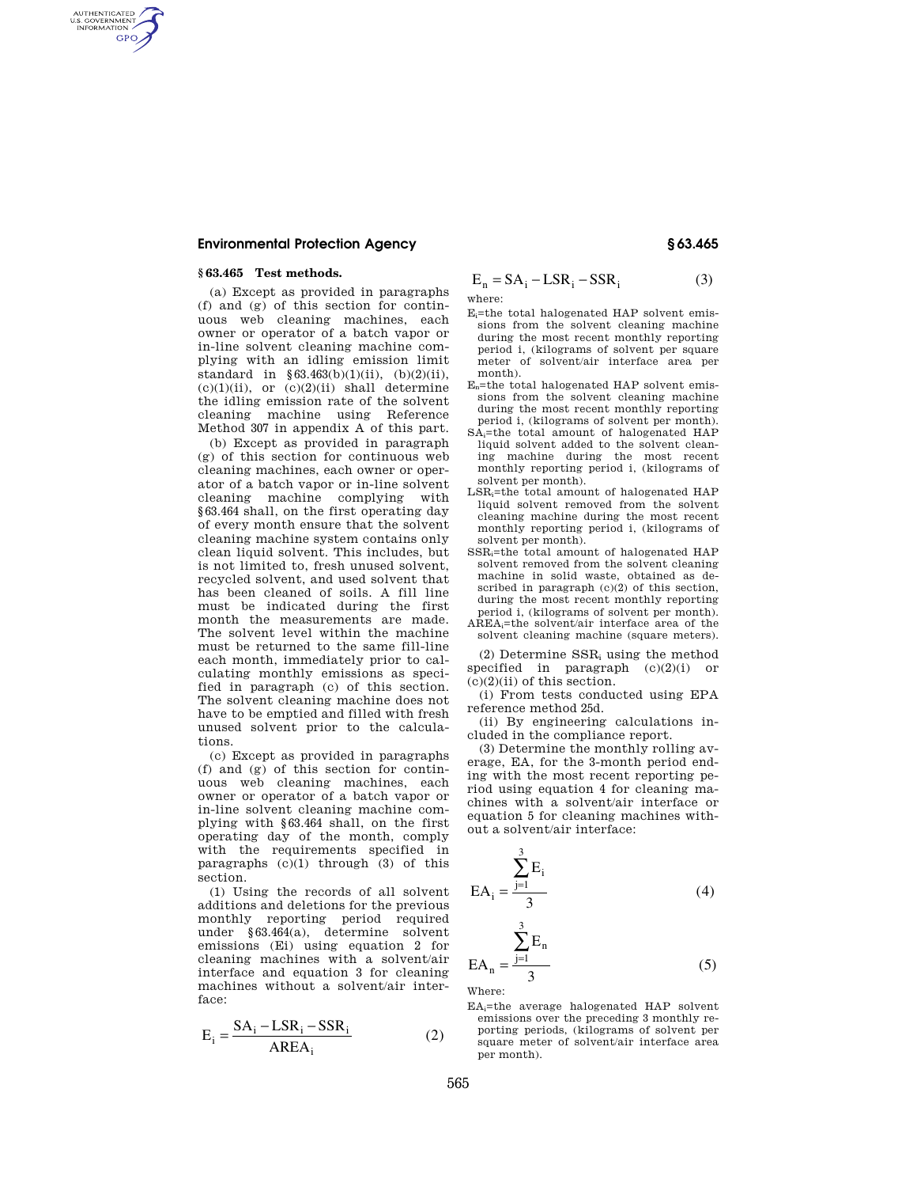## § 63.465 Test methods.

(a) Except as provided in paragraphs (f) and (g) of this section for continuous web cleaning machines, each owner or operator of a batch vapor or in-line solvent cleaning machine complying with an idling emission limit standard in §63.463(b)(1)(ii), (b)(2)(ii), (c)(1)(ii), or (c)(2)(ii) shall determine the idling emission rate of the solvent cleaning machine using Reference Method 307 in appendix A of this part.

(b) Except as provided in paragraph (g) of this section for continuous web cleaning machines, each owner or operator of a batch vapor or in-line solvent cleaning machine complying with §63.464 shall, on the first operating day of every month ensure that the solvent cleaning machine system contains only clean liquid solvent. This includes, but is not limited to, fresh unused solvent, recycled solvent, and used solvent that has been cleaned of soils. A fill line must be indicated during the first month the measurements are made. The solvent level within the machine must be returned to the same fill-line each month, immediately prior to calculating monthly emissions as specified in paragraph (c) of this section. The solvent cleaning machine does not have to be emptied and filled with fresh unused solvent prior to the calculations.

(c) Except as provided in paragraphs (f) and (g) of this section for continuous web cleaning machines, each owner or operator of a batch vapor or in-line solvent cleaning machine complying with §63.464 shall, on the first operating day of the month, comply with the requirements specified in paragraphs (c)(1) through (3) of this section.

(1) Using the records of all solvent additions and deletions for the previous monthly reporting period required under §63.464(a), determine solvent emissions ($E_i$) using equation 2 for cleaning machines with a solvent/air interface and equation 3 for cleaning machines without a solvent/air interface:

$$E_i = \frac{SA_i - LSR_i - SSR_i}{AREA_i} \qquad (2)$$

$$E_n = SA_i - LSR_i - SSR_i \qquad (3)$$

where:

$E_i$=the total halogenated HAP solvent emissions from the solvent cleaning machine during the most recent monthly reporting period i, (kilograms of solvent per square meter of solvent/air interface area per month).

$E_n$=the total halogenated HAP solvent emissions from the solvent cleaning machine during the most recent monthly reporting period i, (kilograms of solvent per month).

$SA_i$=the total amount of halogenated HAP liquid solvent added to the solvent cleaning machine during the most recent monthly reporting period i, (kilograms of solvent per month).

$LSR_i$=the total amount of halogenated HAP liquid solvent removed from the solvent cleaning machine during the most recent monthly reporting period i, (kilograms of solvent per month).

$SSR_i$=the total amount of halogenated HAP solvent removed from the solvent cleaning machine in solid waste, obtained as described in paragraph (c)(2) of this section, during the most recent monthly reporting period i, (kilograms of solvent per month).

$AREA_i$=the solvent/air interface area of the solvent cleaning machine (square meters).

(2) Determine $SSR_i$ using the method specified in paragraph (c)(2)(i) or (c)(2)(ii) of this section.

(i) From tests conducted using EPA reference method 25d.

(ii) By engineering calculations included in the compliance report.

(3) Determine the monthly rolling average, EA, for the 3-month period ending with the most recent reporting period using equation 4 for cleaning machines with a solvent/air interface or equation 5 for cleaning machines without a solvent/air interface:

$$EA_i = \frac{\sum_{j=1}^{3} E_i}{3} \qquad (4)$$

$$EA_n = \frac{\sum_{j=1}^{3} E_n}{3} \qquad (5)$$

Where:

$EA_i$=the average halogenated HAP solvent emissions over the preceding 3 monthly reporting periods, (kilograms of solvent per square meter of solvent/air interface area per month).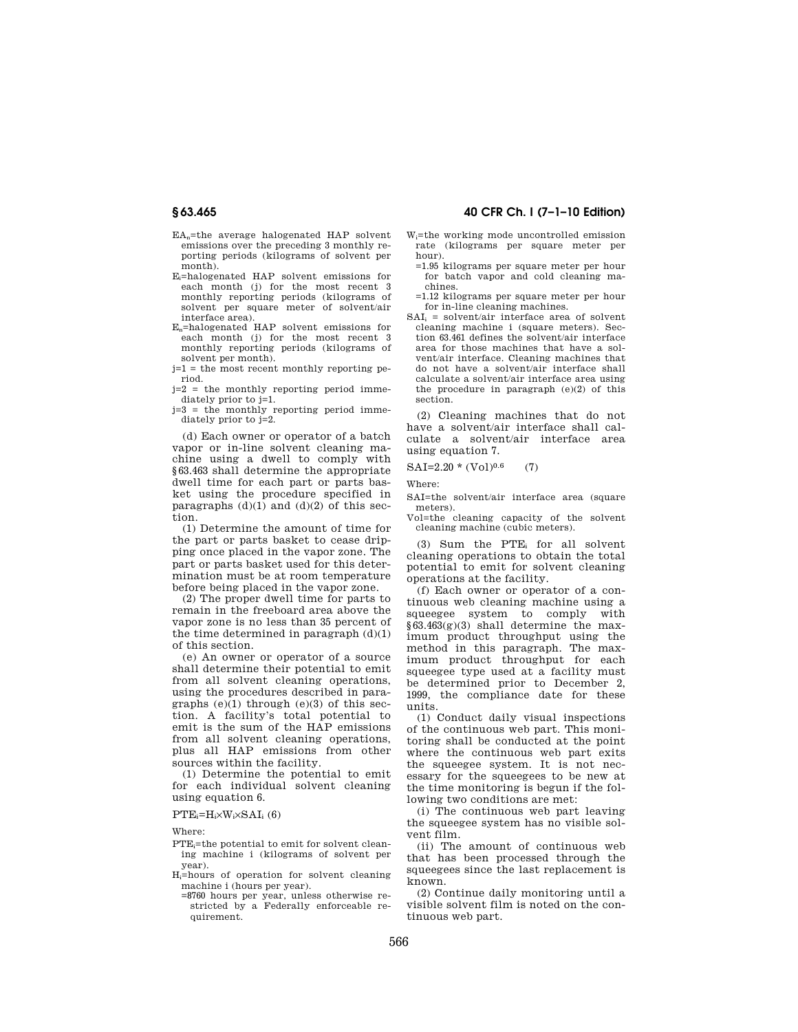$EA_n$=the average halogenated HAP solvent emissions over the preceding 3 monthly reporting periods (kilograms of solvent per month).

$E_i$=halogenated HAP solvent emissions for each month (j) for the most recent 3 monthly reporting periods (kilograms of solvent per square meter of solvent/air interface area).

$E_n$=halogenated HAP solvent emissions for each month (j) for the most recent 3 monthly reporting periods (kilograms of solvent per month).

j=1 = the most recent monthly reporting period.

j=2 = the monthly reporting period immediately prior to j=1.

j=3 = the monthly reporting period immediately prior to j=2.

(d) Each owner or operator of a batch vapor or in-line solvent cleaning machine using a dwell to comply with §63.463 shall determine the appropriate dwell time for each part or parts basket using the procedure specified in paragraphs (d)(1) and (d)(2) of this section.

(1) Determine the amount of time for the part or parts basket to cease dripping once placed in the vapor zone. The part or parts basket used for this determination must be at room temperature before being placed in the vapor zone.

(2) The proper dwell time for parts to remain in the freeboard area above the vapor zone is no less than 35 percent of the time determined in paragraph (d)(1) of this section.

(e) An owner or operator of a source shall determine their potential to emit from all solvent cleaning operations, using the procedures described in paragraphs (e)(1) through (e)(3) of this section. A facility's total potential to emit is the sum of the HAP emissions from all solvent cleaning operations, plus all HAP emissions from other sources within the facility.

(1) Determine the potential to emit for each individual solvent cleaning using equation 6.

$$PTE_i = H_i \times W_i \times SAI_i \quad (6)$$

Where:

$PTE_i$=the potential to emit for solvent cleaning machine i (kilograms of solvent per year).

$H_i$=hours of operation for solvent cleaning machine i (hours per year).

=8760 hours per year, unless otherwise restricted by a Federally enforceable requirement.

$W_i$=the working mode uncontrolled emission rate (kilograms per square meter per hour).

=1.95 kilograms per square meter per hour for batch vapor and cold cleaning machines.

=1.12 kilograms per square meter per hour for in-line cleaning machines.

$SAI_i$ = solvent/air interface area of solvent cleaning machine i (square meters). Section 63.461 defines the solvent/air interface area for those machines that have a solvent/air interface. Cleaning machines that do not have a solvent/air interface shall calculate a solvent/air interface area using the procedure in paragraph (e)(2) of this section.

(2) Cleaning machines that do not have a solvent/air interface shall calculate a solvent/air interface area using equation 7.

$$SAI = 2.20 * (Vol)^{0.6} \quad (7)$$

Where:

SAI=the solvent/air interface area (square meters).

Vol=the cleaning capacity of the solvent cleaning machine (cubic meters).

(3) Sum the $PTE_i$ for all solvent cleaning operations to obtain the total potential to emit for solvent cleaning operations at the facility.

(f) Each owner or operator of a continuous web cleaning machine using a squeegee system to comply with §63.463(g)(3) shall determine the maximum product throughput using the method in this paragraph. The maximum product throughput for each squeegee type used at a facility must be determined prior to December 2, 1999, the compliance date for these units.

(1) Conduct daily visual inspections of the continuous web part. This monitoring shall be conducted at the point where the continuous web part exits the squeegee system. It is not necessary for the squeegees to be new at the time monitoring is begun if the following two conditions are met:

(i) The continuous web part leaving the squeegee system has no visible solvent film.

(ii) The amount of continuous web that has been processed through the squeegees since the last replacement is known.

(2) Continue daily monitoring until a visible solvent film is noted on the continuous web part.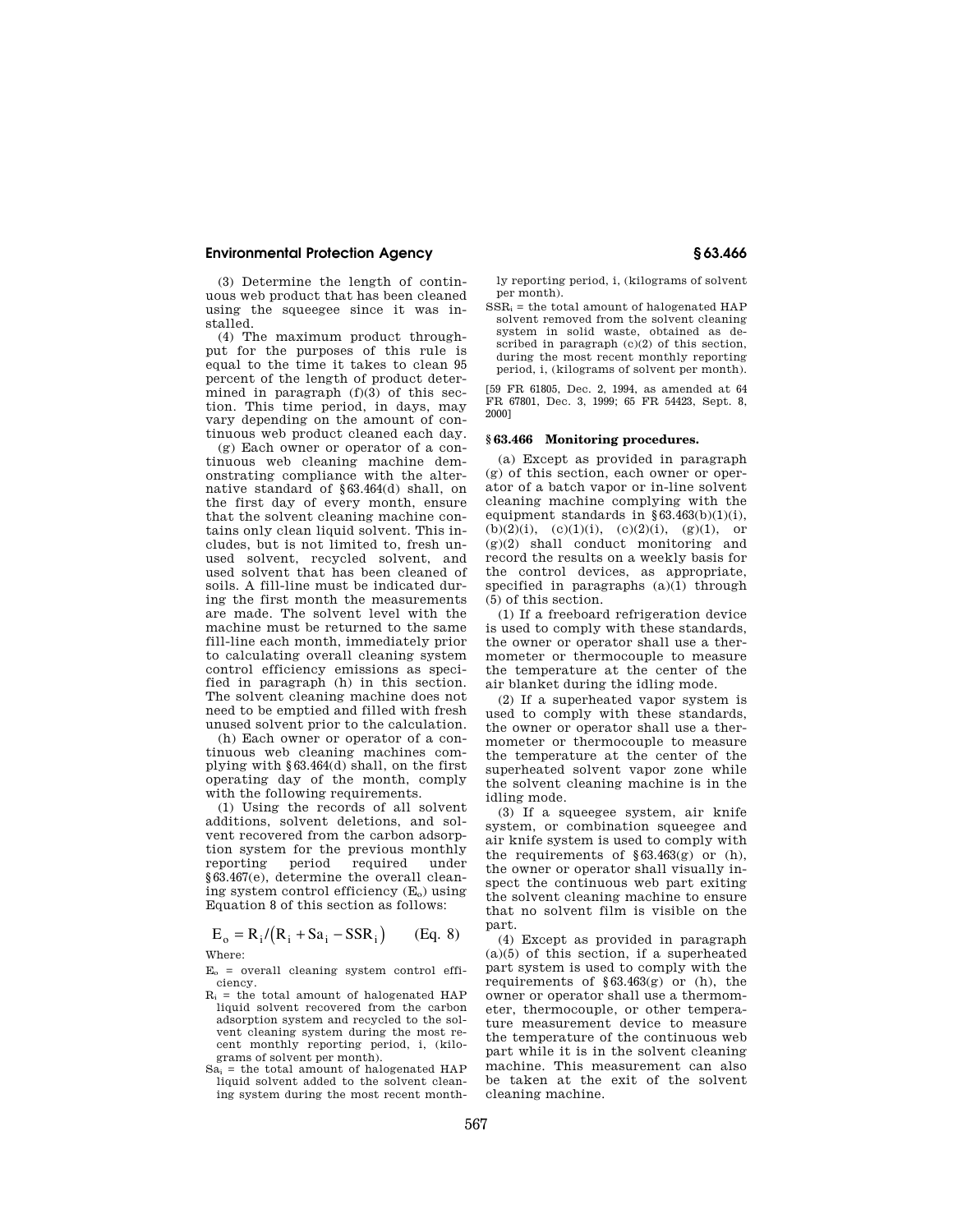(3) Determine the length of continuous web product that has been cleaned using the squeegee since it was installed.

(4) The maximum product throughput for the purposes of this rule is equal to the time it takes to clean 95 percent of the length of product determined in paragraph (f)(3) of this section. This time period, in days, may vary depending on the amount of continuous web product cleaned each day.

(g) Each owner or operator of a continuous web cleaning machine demonstrating compliance with the alternative standard of §63.464(d) shall, on the first day of every month, ensure that the solvent cleaning machine contains only clean liquid solvent. This includes, but is not limited to, fresh unused solvent, recycled solvent, and used solvent that has been cleaned of soils. A fill-line must be indicated during the first month the measurements are made. The solvent level with the machine must be returned to the same fill-line each month, immediately prior to calculating overall cleaning system control efficiency emissions as specified in paragraph (h) in this section. The solvent cleaning machine does not need to be emptied and filled with fresh unused solvent prior to the calculation.

(h) Each owner or operator of a continuous web cleaning machines complying with §63.464(d) shall, on the first operating day of the month, comply with the following requirements.

(1) Using the records of all solvent additions, solvent deletions, and solvent recovered from the carbon adsorption system for the previous monthly reporting period required under §63.467(e), determine the overall cleaning system control efficiency ($E_o$) using Equation 8 of this section as follows:

$$E_o = R_i/(R_i + Sa_i - SSR_i) \qquad \text{(Eq. 8)}$$

Where:

$E_o$ = overall cleaning system control efficiency.

$R_i$ = the total amount of halogenated HAP liquid solvent recovered from the carbon adsorption system and recycled to the solvent cleaning system during the most recent monthly reporting period, i, (kilograms of solvent per month).

$Sa_i$ = the total amount of halogenated HAP liquid solvent added to the solvent cleaning system during the most recent monthly reporting period, i, (kilograms of solvent per month).

$SSR_i$ = the total amount of halogenated HAP solvent removed from the solvent cleaning system in solid waste, obtained as described in paragraph (c)(2) of this section, during the most recent monthly reporting period, i, (kilograms of solvent per month).

[59 FR 61805, Dec. 2, 1994, as amended at 64 FR 67801, Dec. 3, 1999; 65 FR 54423, Sept. 8, 2000]

## § 63.466 Monitoring procedures.

(a) Except as provided in paragraph (g) of this section, each owner or operator of a batch vapor or in-line solvent cleaning machine complying with the equipment standards in §63.463(b)(1)(i), (b)(2)(i), (c)(1)(i), (c)(2)(i), (g)(1), or (g)(2) shall conduct monitoring and record the results on a weekly basis for the control devices, as appropriate, specified in paragraphs (a)(1) through (5) of this section.

(1) If a freeboard refrigeration device is used to comply with these standards, the owner or operator shall use a thermometer or thermocouple to measure the temperature at the center of the air blanket during the idling mode.

(2) If a superheated vapor system is used to comply with these standards, the owner or operator shall use a thermometer or thermocouple to measure the temperature at the center of the superheated solvent vapor zone while the solvent cleaning machine is in the idling mode.

(3) If a squeegee system, air knife system, or combination squeegee and air knife system is used to comply with the requirements of §63.463(g) or (h), the owner or operator shall visually inspect the continuous web part exiting the solvent cleaning machine to ensure that no solvent film is visible on the part.

(4) Except as provided in paragraph (a)(5) of this section, if a superheated part system is used to comply with the requirements of §63.463(g) or (h), the owner or operator shall use a thermometer, thermocouple, or other temperature measurement device to measure the temperature of the continuous web part while it is in the solvent cleaning machine. This measurement can also be taken at the exit of the solvent cleaning machine.